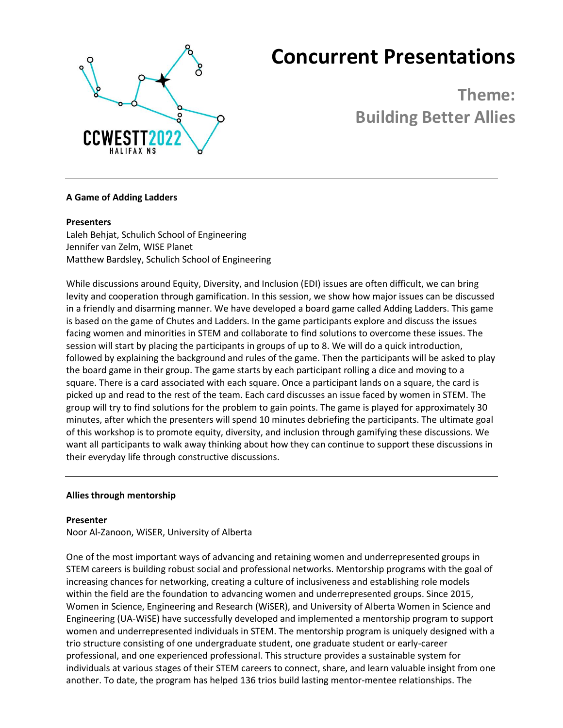CCWESTT2022 HALIFAX NS

# Concurrent Presentations

## Theme: Building Better Allies

---

### A Game of Adding Ladders

**Presenters**

Laleh Behjat, Schulich School of Engineering
Jennifer van Zelm, WISE Planet
Matthew Bardsley, Schulich School of Engineering

While discussions around Equity, Diversity, and Inclusion (EDI) issues are often difficult, we can bring levity and cooperation through gamification. In this session, we show how major issues can be discussed in a friendly and disarming manner. We have developed a board game called Adding Ladders. This game is based on the game of Chutes and Ladders. In the game participants explore and discuss the issues facing women and minorities in STEM and collaborate to find solutions to overcome these issues. The session will start by placing the participants in groups of up to 8. We will do a quick introduction, followed by explaining the background and rules of the game. Then the participants will be asked to play the board game in their group. The game starts by each participant rolling a dice and moving to a square. There is a card associated with each square. Once a participant lands on a square, the card is picked up and read to the rest of the team. Each card discusses an issue faced by women in STEM. The group will try to find solutions for the problem to gain points. The game is played for approximately 30 minutes, after which the presenters will spend 10 minutes debriefing the participants. The ultimate goal of this workshop is to promote equity, diversity, and inclusion through gamifying these discussions. We want all participants to walk away thinking about how they can continue to support these discussions in their everyday life through constructive discussions.

---

### Allies through mentorship

**Presenter**

Noor Al-Zanoon, WiSER, University of Alberta

One of the most important ways of advancing and retaining women and underrepresented groups in STEM careers is building robust social and professional networks. Mentorship programs with the goal of increasing chances for networking, creating a culture of inclusiveness and establishing role models within the field are the foundation to advancing women and underrepresented groups. Since 2015, Women in Science, Engineering and Research (WiSER), and University of Alberta Women in Science and Engineering (UA-WiSE) have successfully developed and implemented a mentorship program to support women and underrepresented individuals in STEM. The mentorship program is uniquely designed with a trio structure consisting of one undergraduate student, one graduate student or early-career professional, and one experienced professional. This structure provides a sustainable system for individuals at various stages of their STEM careers to connect, share, and learn valuable insight from one another. To date, the program has helped 136 trios build lasting mentor-mentee relationships. The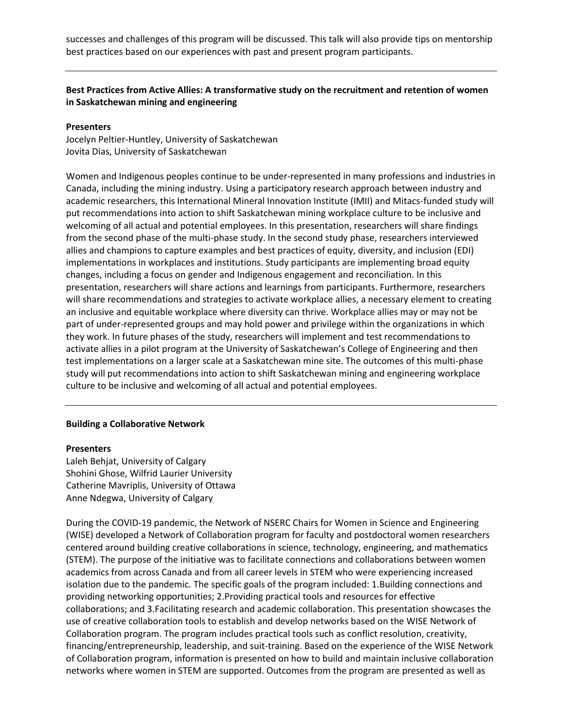successes and challenges of this program will be discussed. This talk will also provide tips on mentorship best practices based on our experiences with past and present program participants.

---

**Best Practices from Active Allies: A transformative study on the recruitment and retention of women in Saskatchewan mining and engineering**

**Presenters**
Jocelyn Peltier-Huntley, University of Saskatchewan
Jovita Dias, University of Saskatchewan

Women and Indigenous peoples continue to be under-represented in many professions and industries in Canada, including the mining industry. Using a participatory research approach between industry and academic researchers, this International Mineral Innovation Institute (IMII) and Mitacs-funded study will put recommendations into action to shift Saskatchewan mining workplace culture to be inclusive and welcoming of all actual and potential employees. In this presentation, researchers will share findings from the second phase of the multi-phase study. In the second study phase, researchers interviewed allies and champions to capture examples and best practices of equity, diversity, and inclusion (EDI) implementations in workplaces and institutions. Study participants are implementing broad equity changes, including a focus on gender and Indigenous engagement and reconciliation. In this presentation, researchers will share actions and learnings from participants. Furthermore, researchers will share recommendations and strategies to activate workplace allies, a necessary element to creating an inclusive and equitable workplace where diversity can thrive. Workplace allies may or may not be part of under-represented groups and may hold power and privilege within the organizations in which they work. In future phases of the study, researchers will implement and test recommendations to activate allies in a pilot program at the University of Saskatchewan's College of Engineering and then test implementations on a larger scale at a Saskatchewan mine site. The outcomes of this multi-phase study will put recommendations into action to shift Saskatchewan mining and engineering workplace culture to be inclusive and welcoming of all actual and potential employees.

---

**Building a Collaborative Network**

**Presenters**
Laleh Behjat, University of Calgary
Shohini Ghose, Wilfrid Laurier University
Catherine Mavriplis, University of Ottawa
Anne Ndegwa, University of Calgary

During the COVID-19 pandemic, the Network of NSERC Chairs for Women in Science and Engineering (WISE) developed a Network of Collaboration program for faculty and postdoctoral women researchers centered around building creative collaborations in science, technology, engineering, and mathematics (STEM). The purpose of the initiative was to facilitate connections and collaborations between women academics from across Canada and from all career levels in STEM who were experiencing increased isolation due to the pandemic. The specific goals of the program included: 1.Building connections and providing networking opportunities; 2.Providing practical tools and resources for effective collaborations; and 3.Facilitating research and academic collaboration. This presentation showcases the use of creative collaboration tools to establish and develop networks based on the WISE Network of Collaboration program. The program includes practical tools such as conflict resolution, creativity, financing/entrepreneurship, leadership, and suit-training. Based on the experience of the WISE Network of Collaboration program, information is presented on how to build and maintain inclusive collaboration networks where women in STEM are supported. Outcomes from the program are presented as well as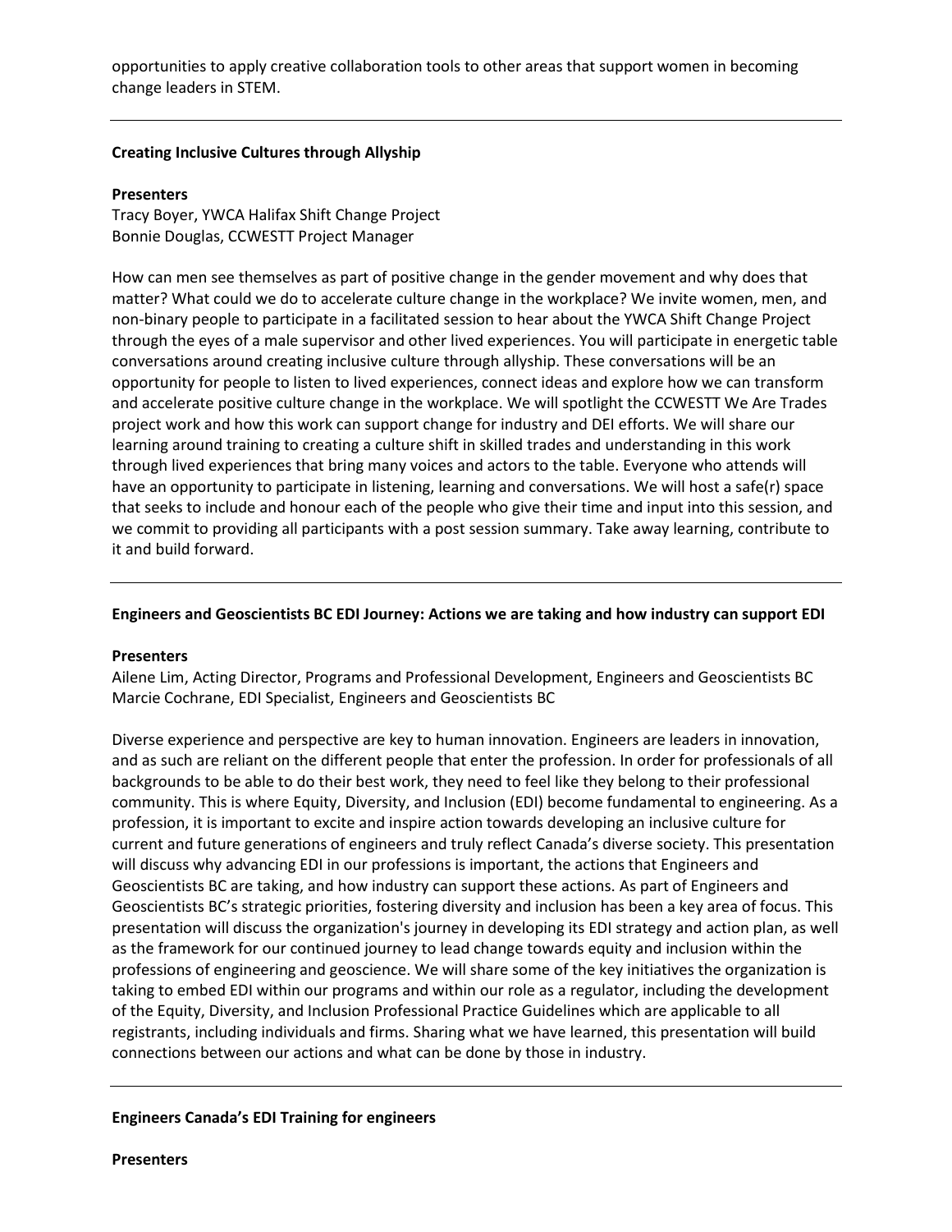opportunities to apply creative collaboration tools to other areas that support women in becoming change leaders in STEM.

---

**Creating Inclusive Cultures through Allyship**

**Presenters**
Tracy Boyer, YWCA Halifax Shift Change Project
Bonnie Douglas, CCWESTT Project Manager

How can men see themselves as part of positive change in the gender movement and why does that matter? What could we do to accelerate culture change in the workplace? We invite women, men, and non-binary people to participate in a facilitated session to hear about the YWCA Shift Change Project through the eyes of a male supervisor and other lived experiences. You will participate in energetic table conversations around creating inclusive culture through allyship. These conversations will be an opportunity for people to listen to lived experiences, connect ideas and explore how we can transform and accelerate positive culture change in the workplace. We will spotlight the CCWESTT We Are Trades project work and how this work can support change for industry and DEI efforts. We will share our learning around training to creating a culture shift in skilled trades and understanding in this work through lived experiences that bring many voices and actors to the table. Everyone who attends will have an opportunity to participate in listening, learning and conversations. We will host a safe(r) space that seeks to include and honour each of the people who give their time and input into this session, and we commit to providing all participants with a post session summary. Take away learning, contribute to it and build forward.

---

**Engineers and Geoscientists BC EDI Journey: Actions we are taking and how industry can support EDI**

**Presenters**
Ailene Lim, Acting Director, Programs and Professional Development, Engineers and Geoscientists BC
Marcie Cochrane, EDI Specialist, Engineers and Geoscientists BC

Diverse experience and perspective are key to human innovation. Engineers are leaders in innovation, and as such are reliant on the different people that enter the profession. In order for professionals of all backgrounds to be able to do their best work, they need to feel like they belong to their professional community. This is where Equity, Diversity, and Inclusion (EDI) become fundamental to engineering. As a profession, it is important to excite and inspire action towards developing an inclusive culture for current and future generations of engineers and truly reflect Canada's diverse society. This presentation will discuss why advancing EDI in our professions is important, the actions that Engineers and Geoscientists BC are taking, and how industry can support these actions. As part of Engineers and Geoscientists BC's strategic priorities, fostering diversity and inclusion has been a key area of focus. This presentation will discuss the organization's journey in developing its EDI strategy and action plan, as well as the framework for our continued journey to lead change towards equity and inclusion within the professions of engineering and geoscience. We will share some of the key initiatives the organization is taking to embed EDI within our programs and within our role as a regulator, including the development of the Equity, Diversity, and Inclusion Professional Practice Guidelines which are applicable to all registrants, including individuals and firms. Sharing what we have learned, this presentation will build connections between our actions and what can be done by those in industry.

---

**Engineers Canada's EDI Training for engineers**

**Presenters**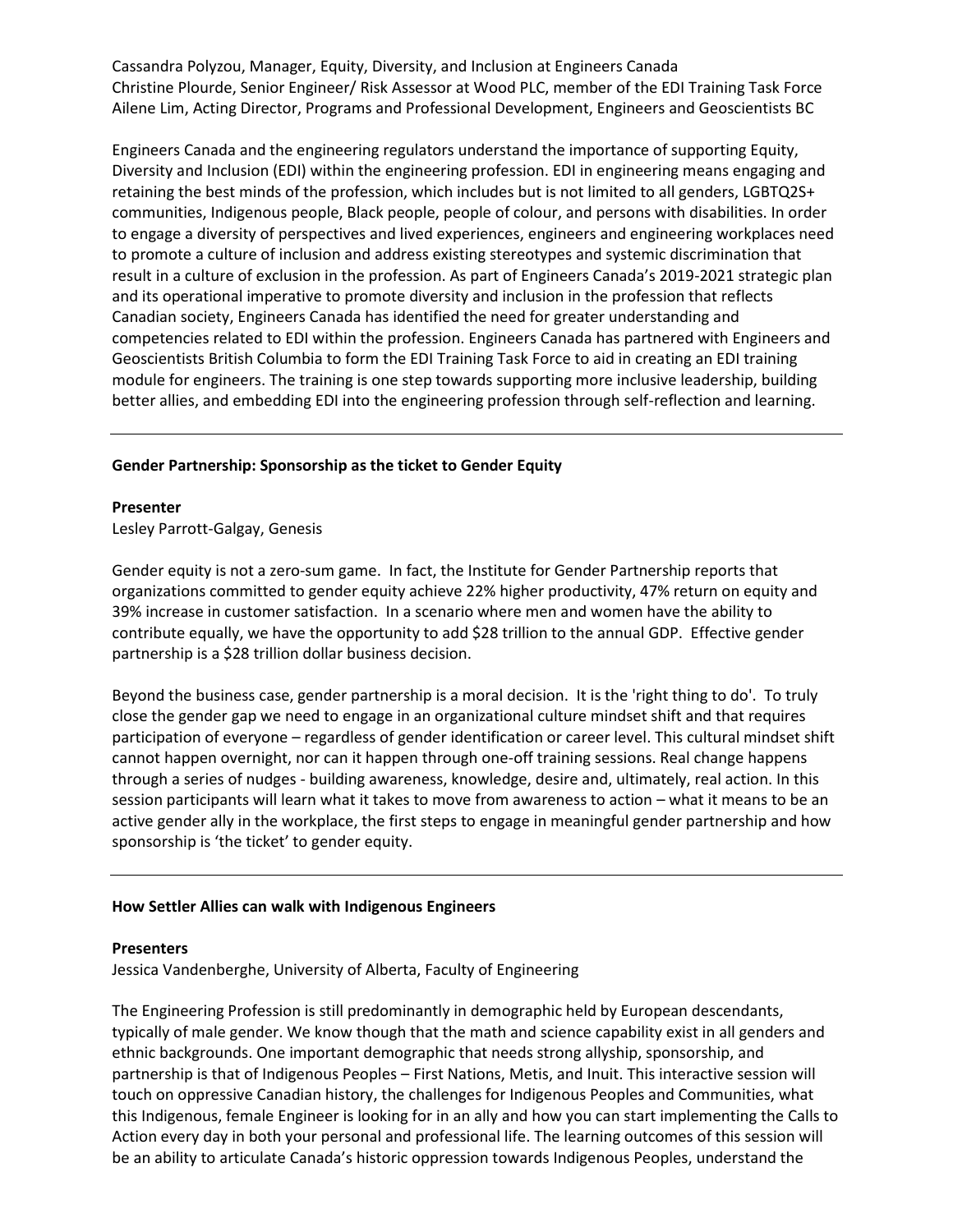Cassandra Polyzou, Manager, Equity, Diversity, and Inclusion at Engineers Canada
Christine Plourde, Senior Engineer/ Risk Assessor at Wood PLC, member of the EDI Training Task Force
Ailene Lim, Acting Director, Programs and Professional Development, Engineers and Geoscientists BC

Engineers Canada and the engineering regulators understand the importance of supporting Equity, Diversity and Inclusion (EDI) within the engineering profession. EDI in engineering means engaging and retaining the best minds of the profession, which includes but is not limited to all genders, LGBTQ2S+ communities, Indigenous people, Black people, people of colour, and persons with disabilities. In order to engage a diversity of perspectives and lived experiences, engineers and engineering workplaces need to promote a culture of inclusion and address existing stereotypes and systemic discrimination that result in a culture of exclusion in the profession. As part of Engineers Canada's 2019-2021 strategic plan and its operational imperative to promote diversity and inclusion in the profession that reflects Canadian society, Engineers Canada has identified the need for greater understanding and competencies related to EDI within the profession. Engineers Canada has partnered with Engineers and Geoscientists British Columbia to form the EDI Training Task Force to aid in creating an EDI training module for engineers. The training is one step towards supporting more inclusive leadership, building better allies, and embedding EDI into the engineering profession through self-reflection and learning.

---

**Gender Partnership: Sponsorship as the ticket to Gender Equity**

**Presenter**
Lesley Parrott-Galgay, Genesis

Gender equity is not a zero-sum game. In fact, the Institute for Gender Partnership reports that organizations committed to gender equity achieve 22% higher productivity, 47% return on equity and 39% increase in customer satisfaction. In a scenario where men and women have the ability to contribute equally, we have the opportunity to add $28 trillion to the annual GDP. Effective gender partnership is a $28 trillion dollar business decision.

Beyond the business case, gender partnership is a moral decision. It is the 'right thing to do'. To truly close the gender gap we need to engage in an organizational culture mindset shift and that requires participation of everyone – regardless of gender identification or career level. This cultural mindset shift cannot happen overnight, nor can it happen through one-off training sessions. Real change happens through a series of nudges - building awareness, knowledge, desire and, ultimately, real action. In this session participants will learn what it takes to move from awareness to action – what it means to be an active gender ally in the workplace, the first steps to engage in meaningful gender partnership and how sponsorship is 'the ticket' to gender equity.

---

**How Settler Allies can walk with Indigenous Engineers**

**Presenters**
Jessica Vandenberghe, University of Alberta, Faculty of Engineering

The Engineering Profession is still predominantly in demographic held by European descendants, typically of male gender. We know though that the math and science capability exist in all genders and ethnic backgrounds. One important demographic that needs strong allyship, sponsorship, and partnership is that of Indigenous Peoples – First Nations, Metis, and Inuit. This interactive session will touch on oppressive Canadian history, the challenges for Indigenous Peoples and Communities, what this Indigenous, female Engineer is looking for in an ally and how you can start implementing the Calls to Action every day in both your personal and professional life. The learning outcomes of this session will be an ability to articulate Canada's historic oppression towards Indigenous Peoples, understand the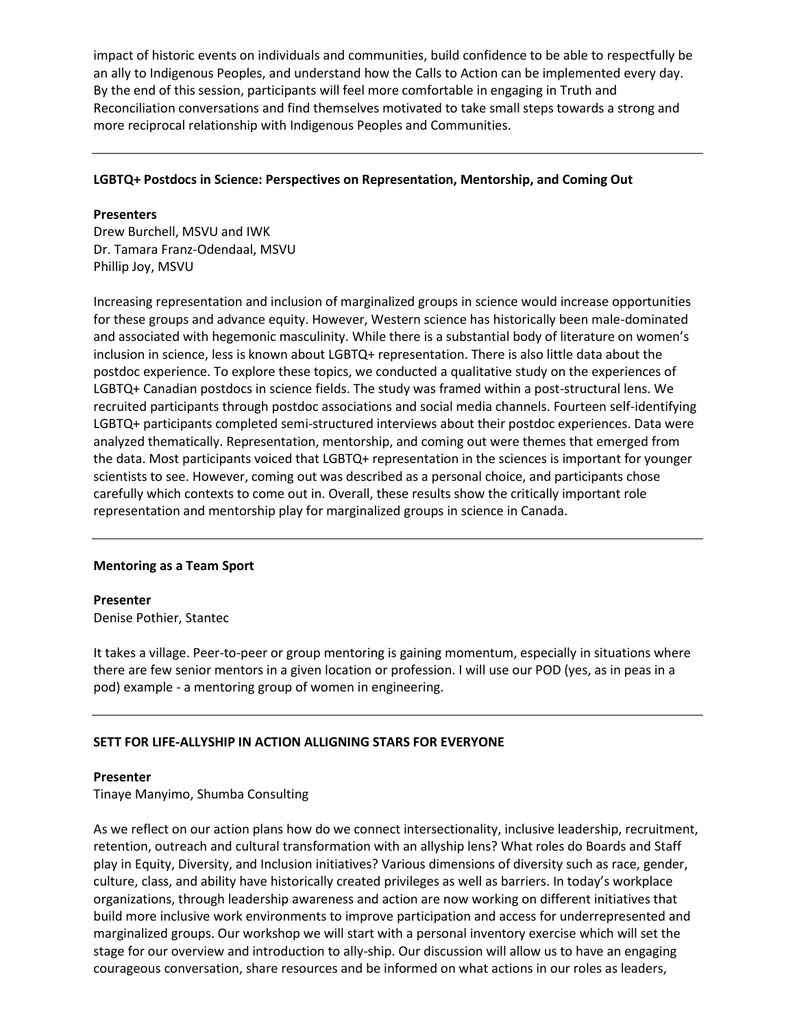impact of historic events on individuals and communities, build confidence to be able to respectfully be an ally to Indigenous Peoples, and understand how the Calls to Action can be implemented every day. By the end of this session, participants will feel more comfortable in engaging in Truth and Reconciliation conversations and find themselves motivated to take small steps towards a strong and more reciprocal relationship with Indigenous Peoples and Communities.

---

### LGBTQ+ Postdocs in Science: Perspectives on Representation, Mentorship, and Coming Out

**Presenters**
Drew Burchell, MSVU and IWK
Dr. Tamara Franz-Odendaal, MSVU
Phillip Joy, MSVU

Increasing representation and inclusion of marginalized groups in science would increase opportunities for these groups and advance equity. However, Western science has historically been male-dominated and associated with hegemonic masculinity. While there is a substantial body of literature on women's inclusion in science, less is known about LGBTQ+ representation. There is also little data about the postdoc experience. To explore these topics, we conducted a qualitative study on the experiences of LGBTQ+ Canadian postdocs in science fields. The study was framed within a post-structural lens. We recruited participants through postdoc associations and social media channels. Fourteen self-identifying LGBTQ+ participants completed semi-structured interviews about their postdoc experiences. Data were analyzed thematically. Representation, mentorship, and coming out were themes that emerged from the data. Most participants voiced that LGBTQ+ representation in the sciences is important for younger scientists to see. However, coming out was described as a personal choice, and participants chose carefully which contexts to come out in. Overall, these results show the critically important role representation and mentorship play for marginalized groups in science in Canada.

---

### Mentoring as a Team Sport

**Presenter**
Denise Pothier, Stantec

It takes a village. Peer-to-peer or group mentoring is gaining momentum, especially in situations where there are few senior mentors in a given location or profession. I will use our POD (yes, as in peas in a pod) example - a mentoring group of women in engineering.

---

### SETT FOR LIFE-ALLYSHIP IN ACTION ALLIGNING STARS FOR EVERYONE

**Presenter**
Tinaye Manyimo, Shumba Consulting

As we reflect on our action plans how do we connect intersectionality, inclusive leadership, recruitment, retention, outreach and cultural transformation with an allyship lens? What roles do Boards and Staff play in Equity, Diversity, and Inclusion initiatives? Various dimensions of diversity such as race, gender, culture, class, and ability have historically created privileges as well as barriers. In today's workplace organizations, through leadership awareness and action are now working on different initiatives that build more inclusive work environments to improve participation and access for underrepresented and marginalized groups. Our workshop we will start with a personal inventory exercise which will set the stage for our overview and introduction to ally-ship. Our discussion will allow us to have an engaging courageous conversation, share resources and be informed on what actions in our roles as leaders,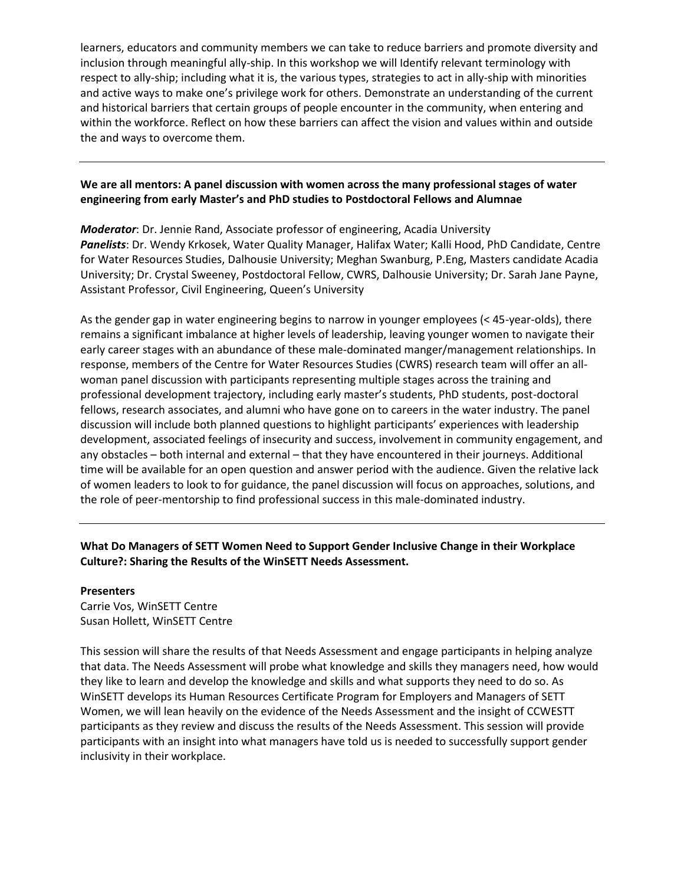learners, educators and community members we can take to reduce barriers and promote diversity and inclusion through meaningful ally-ship. In this workshop we will Identify relevant terminology with respect to ally-ship; including what it is, the various types, strategies to act in ally-ship with minorities and active ways to make one's privilege work for others. Demonstrate an understanding of the current and historical barriers that certain groups of people encounter in the community, when entering and within the workforce. Reflect on how these barriers can affect the vision and values within and outside the and ways to overcome them.

---

**We are all mentors: A panel discussion with women across the many professional stages of water engineering from early Master's and PhD studies to Postdoctoral Fellows and Alumnae**

***Moderator***: Dr. Jennie Rand, Associate professor of engineering, Acadia University
***Panelists***: Dr. Wendy Krkosek, Water Quality Manager, Halifax Water; Kalli Hood, PhD Candidate, Centre for Water Resources Studies, Dalhousie University; Meghan Swanburg, P.Eng, Masters candidate Acadia University; Dr. Crystal Sweeney, Postdoctoral Fellow, CWRS, Dalhousie University; Dr. Sarah Jane Payne, Assistant Professor, Civil Engineering, Queen's University

As the gender gap in water engineering begins to narrow in younger employees (< 45-year-olds), there remains a significant imbalance at higher levels of leadership, leaving younger women to navigate their early career stages with an abundance of these male-dominated manger/management relationships. In response, members of the Centre for Water Resources Studies (CWRS) research team will offer an all-woman panel discussion with participants representing multiple stages across the training and professional development trajectory, including early master's students, PhD students, post-doctoral fellows, research associates, and alumni who have gone on to careers in the water industry. The panel discussion will include both planned questions to highlight participants' experiences with leadership development, associated feelings of insecurity and success, involvement in community engagement, and any obstacles – both internal and external – that they have encountered in their journeys. Additional time will be available for an open question and answer period with the audience. Given the relative lack of women leaders to look to for guidance, the panel discussion will focus on approaches, solutions, and the role of peer-mentorship to find professional success in this male-dominated industry.

---

**What Do Managers of SETT Women Need to Support Gender Inclusive Change in their Workplace Culture?: Sharing the Results of the WinSETT Needs Assessment.**

**Presenters**
Carrie Vos, WinSETT Centre
Susan Hollett, WinSETT Centre

This session will share the results of that Needs Assessment and engage participants in helping analyze that data. The Needs Assessment will probe what knowledge and skills they managers need, how would they like to learn and develop the knowledge and skills and what supports they need to do so. As WinSETT develops its Human Resources Certificate Program for Employers and Managers of SETT Women, we will lean heavily on the evidence of the Needs Assessment and the insight of CCWESTT participants as they review and discuss the results of the Needs Assessment. This session will provide participants with an insight into what managers have told us is needed to successfully support gender inclusivity in their workplace.